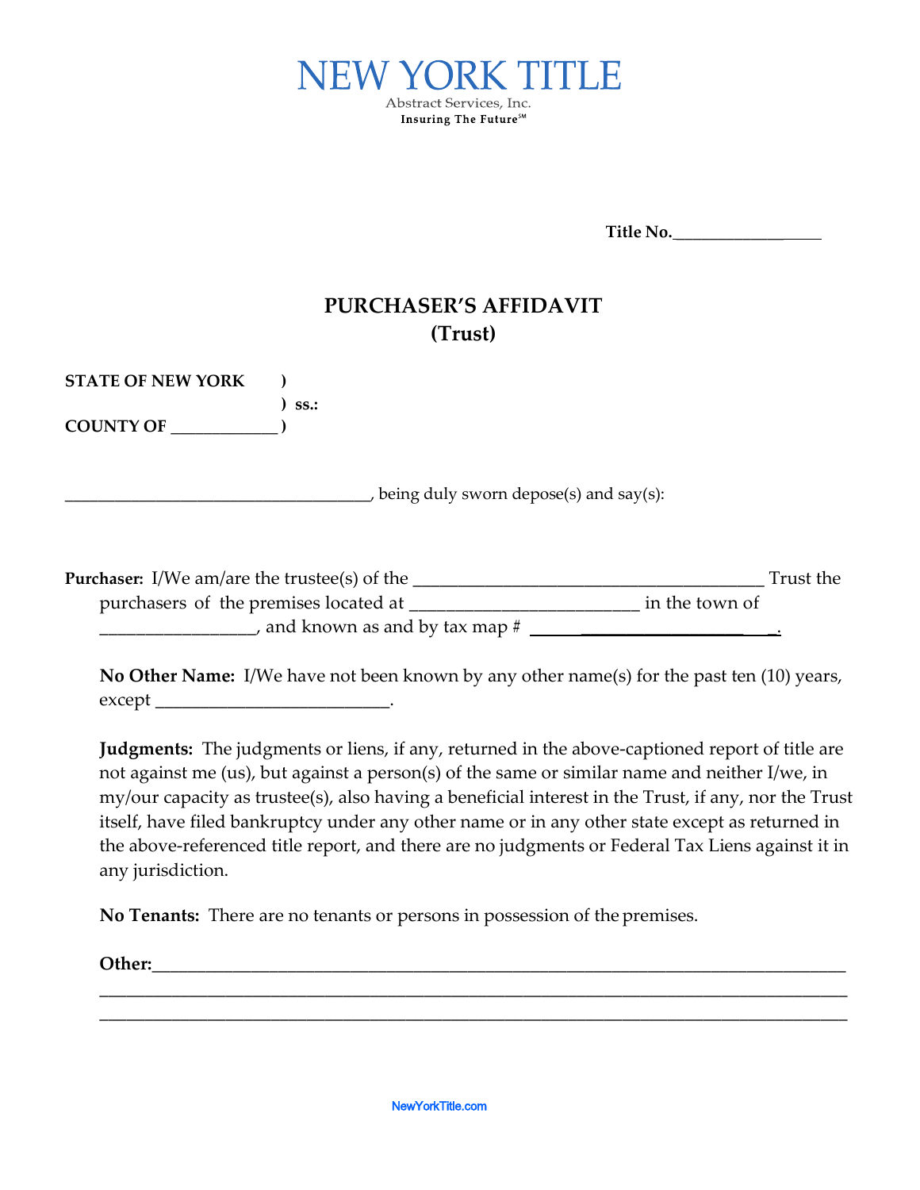# NEW YORK TITLE

Abstract Services, Inc.

**Insuring The Future℠**

**Title No.**___________________

## PURCHASER'S AFFIDAVIT
## (Trust)

**STATE OF NEW YORK** )
) **ss.:**
**COUNTY OF** _____________ )

___________________________________, being duly sworn depose(s) and say(s):

**Purchaser:** I/We am/are the trustee(s) of the _______________________________________ Trust the purchasers of the premises located at _________________________ in the town of _________________, and known as and by tax map # ___________________________.

**No Other Name:** I/We have not been known by any other name(s) for the past ten (10) years, except __________________________.

**Judgments:** The judgments or liens, if any, returned in the above-captioned report of title are not against me (us), but against a person(s) of the same or similar name and neither I/we, in my/our capacity as trustee(s), also having a beneficial interest in the Trust, if any, nor the Trust itself, have filed bankruptcy under any other name or in any other state except as returned in the above-referenced title report, and there are no judgments or Federal Tax Liens against it in any jurisdiction.

**No Tenants:** There are no tenants or persons in possession of the premises.

**Other:**_____________________________________________________________________________
______________________________________________________________________________________
______________________________________________________________________________________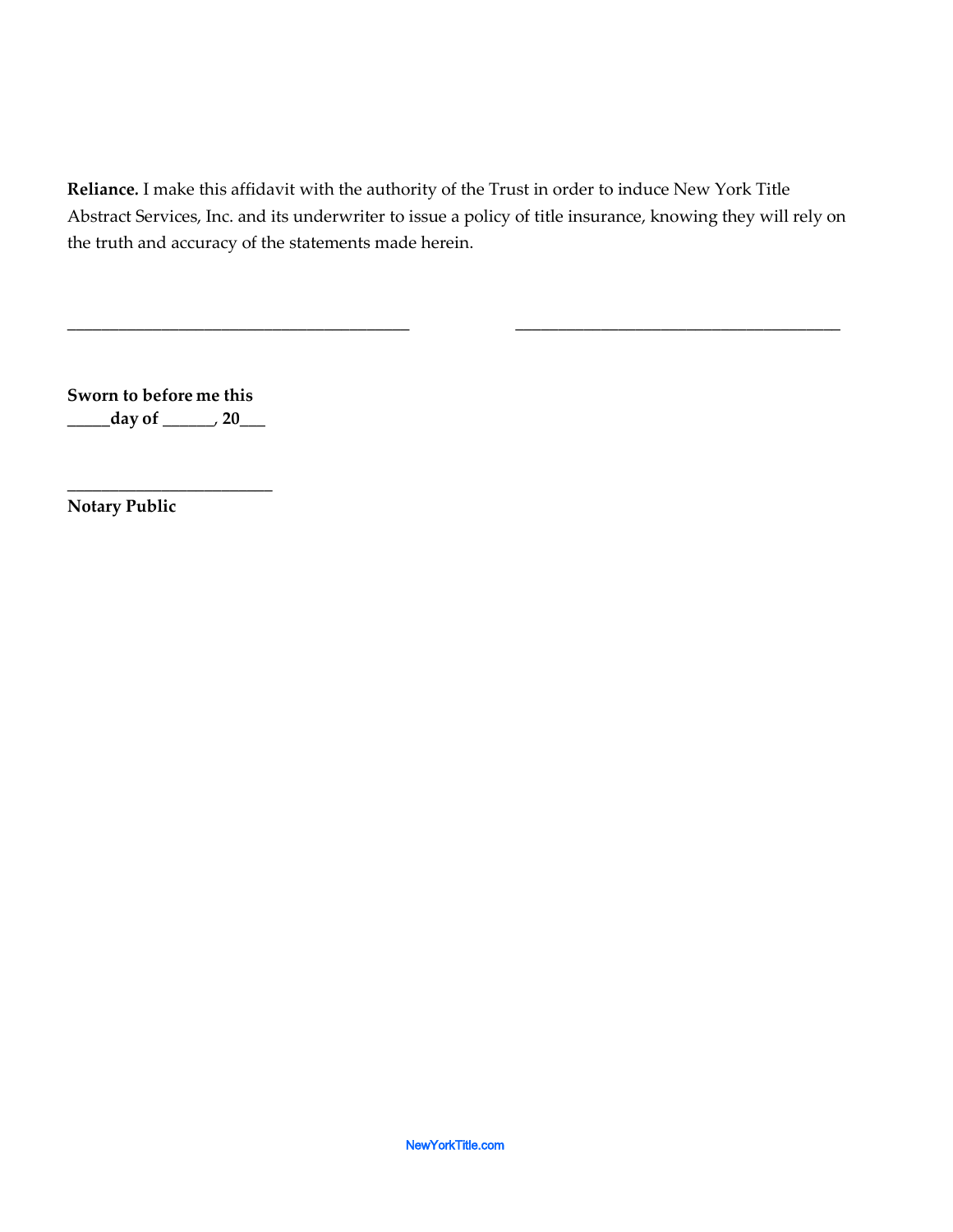**Reliance.** I make this affidavit with the authority of the Trust in order to induce New York Title Abstract Services, Inc. and its underwriter to issue a policy of title insurance, knowing they will rely on the truth and accuracy of the statements made herein.

\_\_\_\_\_\_\_\_\_\_\_\_\_\_\_\_\_\_\_\_\_\_\_\_\_\_\_\_\_\_\_\_\_\_\_\_\_\_\_\_ \_\_\_\_\_\_\_\_\_\_\_\_\_\_\_\_\_\_\_\_\_\_\_\_\_\_\_\_\_\_\_\_\_\_\_\_\_\_\_\_

**Sworn to before me this**
**\_\_\_\_\_day of \_\_\_\_\_\_, 20\_\_\_**

\_\_\_\_\_\_\_\_\_\_\_\_\_\_\_\_\_\_\_\_\_\_\_\_
**Notary Public**

NewYorkTitle.com